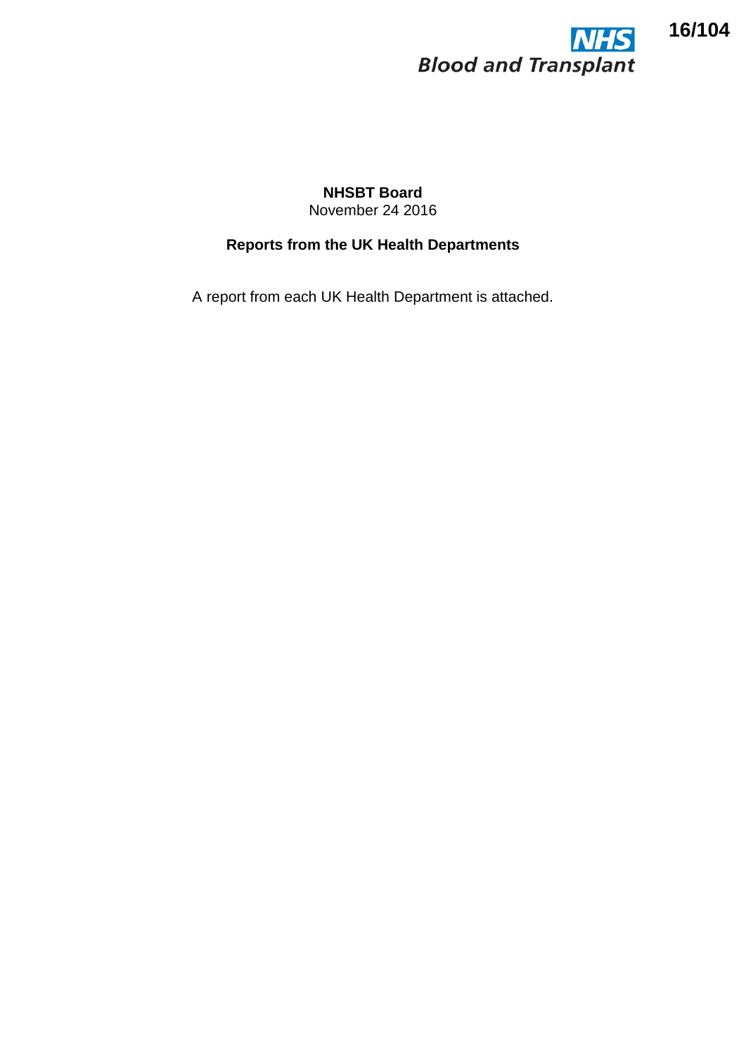**NHSBT Board**
November 24 2016

**Reports from the UK Health Departments**

A report from each UK Health Department is attached.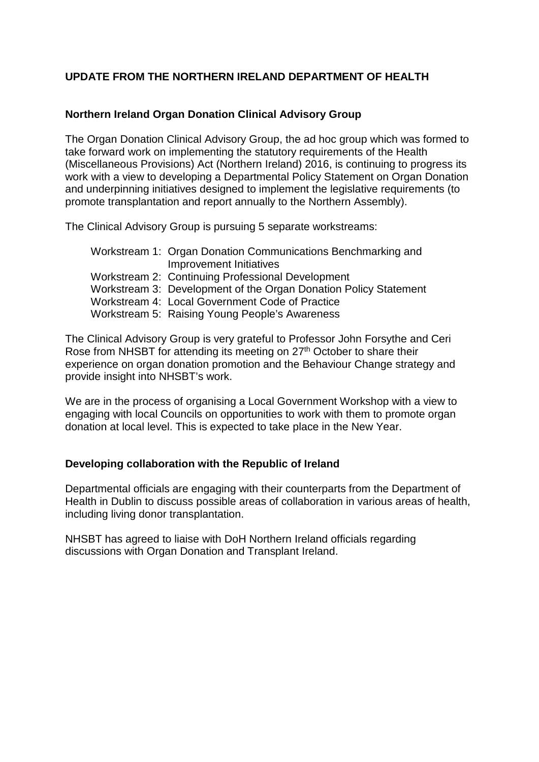## UPDATE FROM THE NORTHERN IRELAND DEPARTMENT OF HEALTH

### Northern Ireland Organ Donation Clinical Advisory Group

The Organ Donation Clinical Advisory Group, the ad hoc group which was formed to take forward work on implementing the statutory requirements of the Health (Miscellaneous Provisions) Act (Northern Ireland) 2016, is continuing to progress its work with a view to developing a Departmental Policy Statement on Organ Donation and underpinning initiatives designed to implement the legislative requirements (to promote transplantation and report annually to the Northern Assembly).

The Clinical Advisory Group is pursuing 5 separate workstreams:

- Workstream 1: Organ Donation Communications Benchmarking and Improvement Initiatives
- Workstream 2: Continuing Professional Development
- Workstream 3: Development of the Organ Donation Policy Statement
- Workstream 4: Local Government Code of Practice
- Workstream 5: Raising Young People's Awareness

The Clinical Advisory Group is very grateful to Professor John Forsythe and Ceri Rose from NHSBT for attending its meeting on 27th October to share their experience on organ donation promotion and the Behaviour Change strategy and provide insight into NHSBT's work.

We are in the process of organising a Local Government Workshop with a view to engaging with local Councils on opportunities to work with them to promote organ donation at local level. This is expected to take place in the New Year.

### Developing collaboration with the Republic of Ireland

Departmental officials are engaging with their counterparts from the Department of Health in Dublin to discuss possible areas of collaboration in various areas of health, including living donor transplantation.

NHSBT has agreed to liaise with DoH Northern Ireland officials regarding discussions with Organ Donation and Transplant Ireland.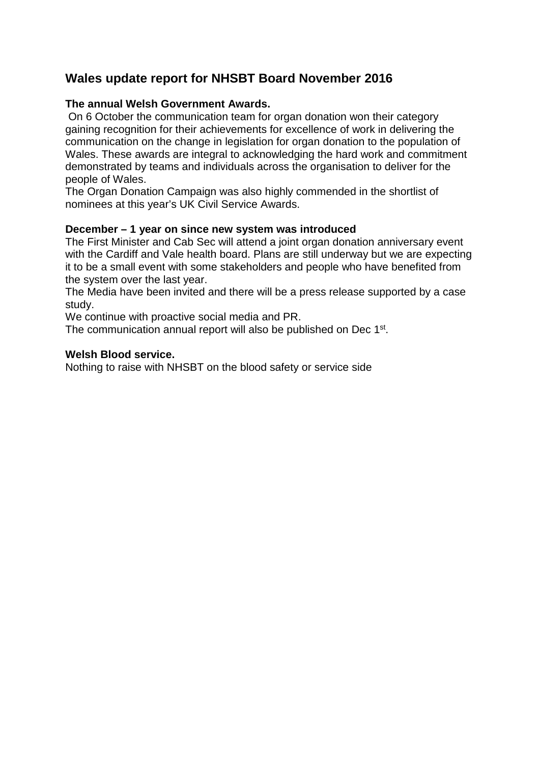## Wales update report for NHSBT Board November 2016

**The annual Welsh Government Awards.**

On 6 October the communication team for organ donation won their category gaining recognition for their achievements for excellence of work in delivering the communication on the change in legislation for organ donation to the population of Wales. These awards are integral to acknowledging the hard work and commitment demonstrated by teams and individuals across the organisation to deliver for the people of Wales.

The Organ Donation Campaign was also highly commended in the shortlist of nominees at this year's UK Civil Service Awards.

**December – 1 year on since new system was introduced**

The First Minister and Cab Sec will attend a joint organ donation anniversary event with the Cardiff and Vale health board. Plans are still underway but we are expecting it to be a small event with some stakeholders and people who have benefited from the system over the last year.

The Media have been invited and there will be a press release supported by a case study.

We continue with proactive social media and PR.

The communication annual report will also be published on Dec 1st.

**Welsh Blood service.**

Nothing to raise with NHSBT on the blood safety or service side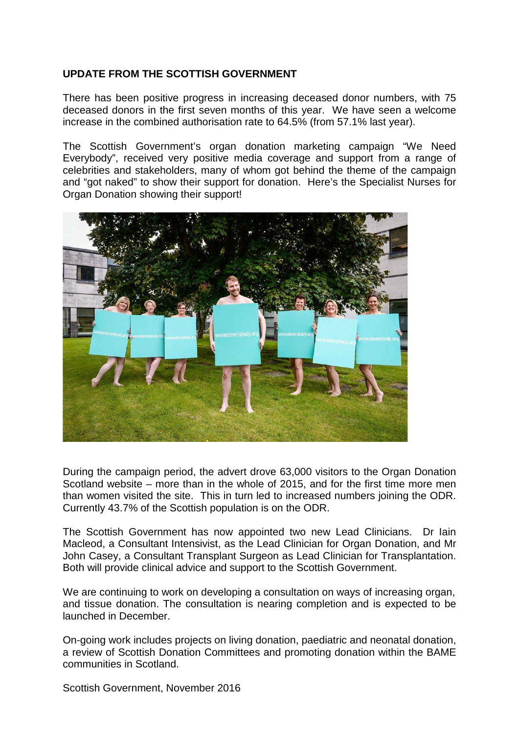**UPDATE FROM THE SCOTTISH GOVERNMENT**

There has been positive progress in increasing deceased donor numbers, with 75 deceased donors in the first seven months of this year. We have seen a welcome increase in the combined authorisation rate to 64.5% (from 57.1% last year).

The Scottish Government's organ donation marketing campaign "We Need Everybody", received very positive media coverage and support from a range of celebrities and stakeholders, many of whom got behind the theme of the campaign and "got naked" to show their support for donation. Here's the Specialist Nurses for Organ Donation showing their support!

During the campaign period, the advert drove 63,000 visitors to the Organ Donation Scotland website – more than in the whole of 2015, and for the first time more men than women visited the site. This in turn led to increased numbers joining the ODR. Currently 43.7% of the Scottish population is on the ODR.

The Scottish Government has now appointed two new Lead Clinicians. Dr Iain Macleod, a Consultant Intensivist, as the Lead Clinician for Organ Donation, and Mr John Casey, a Consultant Transplant Surgeon as Lead Clinician for Transplantation. Both will provide clinical advice and support to the Scottish Government.

We are continuing to work on developing a consultation on ways of increasing organ, and tissue donation. The consultation is nearing completion and is expected to be launched in December.

On-going work includes projects on living donation, paediatric and neonatal donation, a review of Scottish Donation Committees and promoting donation within the BAME communities in Scotland.

Scottish Government, November 2016